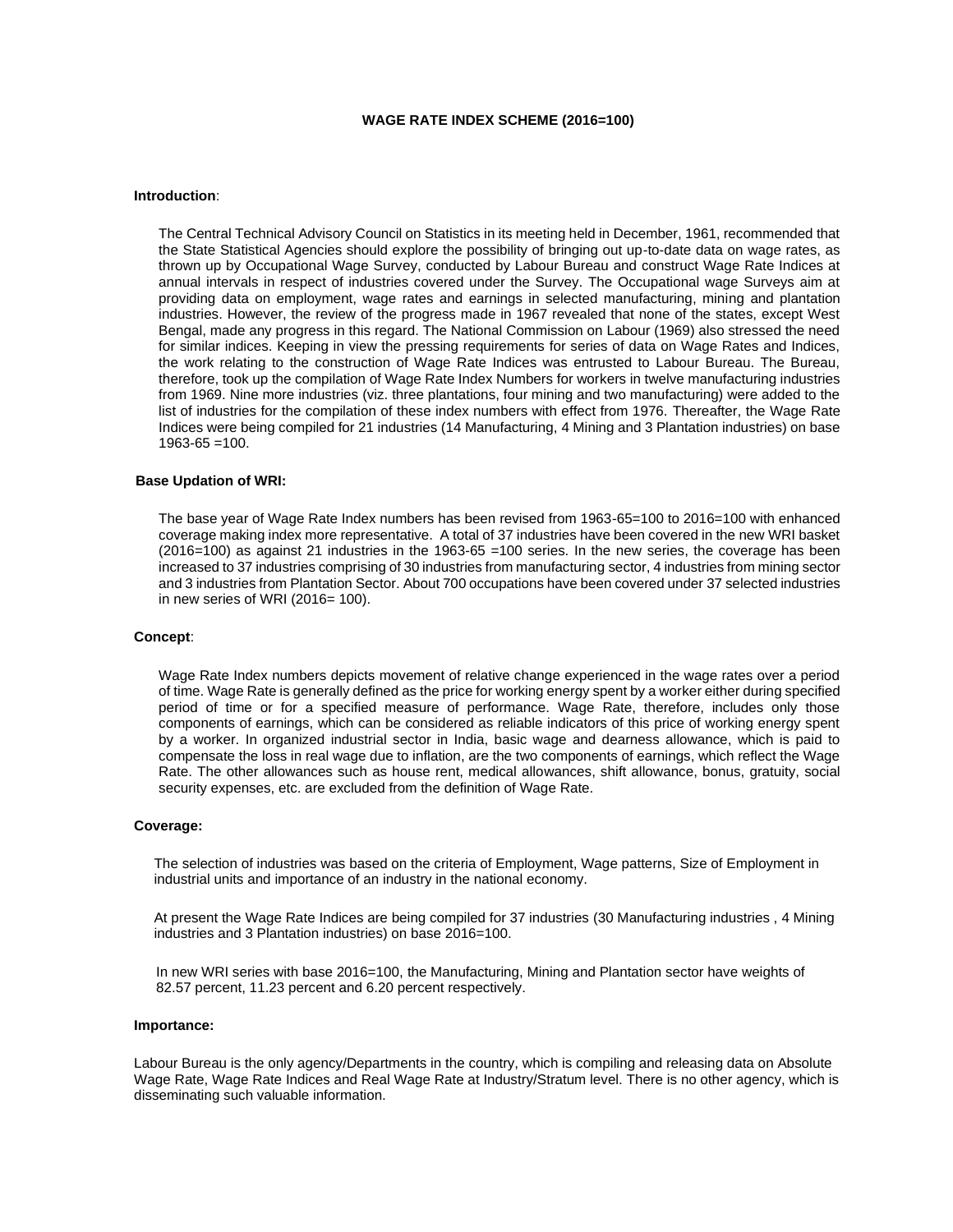# WAGE RATE INDEX SCHEME (2016=100)

**Introduction**:

The Central Technical Advisory Council on Statistics in its meeting held in December, 1961, recommended that the State Statistical Agencies should explore the possibility of bringing out up-to-date data on wage rates, as thrown up by Occupational Wage Survey, conducted by Labour Bureau and construct Wage Rate Indices at annual intervals in respect of industries covered under the Survey. The Occupational wage Surveys aim at providing data on employment, wage rates and earnings in selected manufacturing, mining and plantation industries. However, the review of the progress made in 1967 revealed that none of the states, except West Bengal, made any progress in this regard. The National Commission on Labour (1969) also stressed the need for similar indices. Keeping in view the pressing requirements for series of data on Wage Rates and Indices, the work relating to the construction of Wage Rate Indices was entrusted to Labour Bureau. The Bureau, therefore, took up the compilation of Wage Rate Index Numbers for workers in twelve manufacturing industries from 1969. Nine more industries (viz. three plantations, four mining and two manufacturing) were added to the list of industries for the compilation of these index numbers with effect from 1976. Thereafter, the Wage Rate Indices were being compiled for 21 industries (14 Manufacturing, 4 Mining and 3 Plantation industries) on base 1963-65 =100.

**Base Updation of WRI:**

The base year of Wage Rate Index numbers has been revised from 1963-65=100 to 2016=100 with enhanced coverage making index more representative. A total of 37 industries have been covered in the new WRI basket (2016=100) as against 21 industries in the 1963-65 =100 series. In the new series, the coverage has been increased to 37 industries comprising of 30 industries from manufacturing sector, 4 industries from mining sector and 3 industries from Plantation Sector. About 700 occupations have been covered under 37 selected industries in new series of WRI (2016= 100).

**Concept**:

Wage Rate Index numbers depicts movement of relative change experienced in the wage rates over a period of time. Wage Rate is generally defined as the price for working energy spent by a worker either during specified period of time or for a specified measure of performance. Wage Rate, therefore, includes only those components of earnings, which can be considered as reliable indicators of this price of working energy spent by a worker. In organized industrial sector in India, basic wage and dearness allowance, which is paid to compensate the loss in real wage due to inflation, are the two components of earnings, which reflect the Wage Rate. The other allowances such as house rent, medical allowances, shift allowance, bonus, gratuity, social security expenses, etc. are excluded from the definition of Wage Rate.

**Coverage:**

The selection of industries was based on the criteria of Employment, Wage patterns, Size of Employment in industrial units and importance of an industry in the national economy.

At present the Wage Rate Indices are being compiled for 37 industries (30 Manufacturing industries , 4 Mining industries and 3 Plantation industries) on base 2016=100.

In new WRI series with base 2016=100, the Manufacturing, Mining and Plantation sector have weights of 82.57 percent, 11.23 percent and 6.20 percent respectively.

**Importance:**

Labour Bureau is the only agency/Departments in the country, which is compiling and releasing data on Absolute Wage Rate, Wage Rate Indices and Real Wage Rate at Industry/Stratum level. There is no other agency, which is disseminating such valuable information.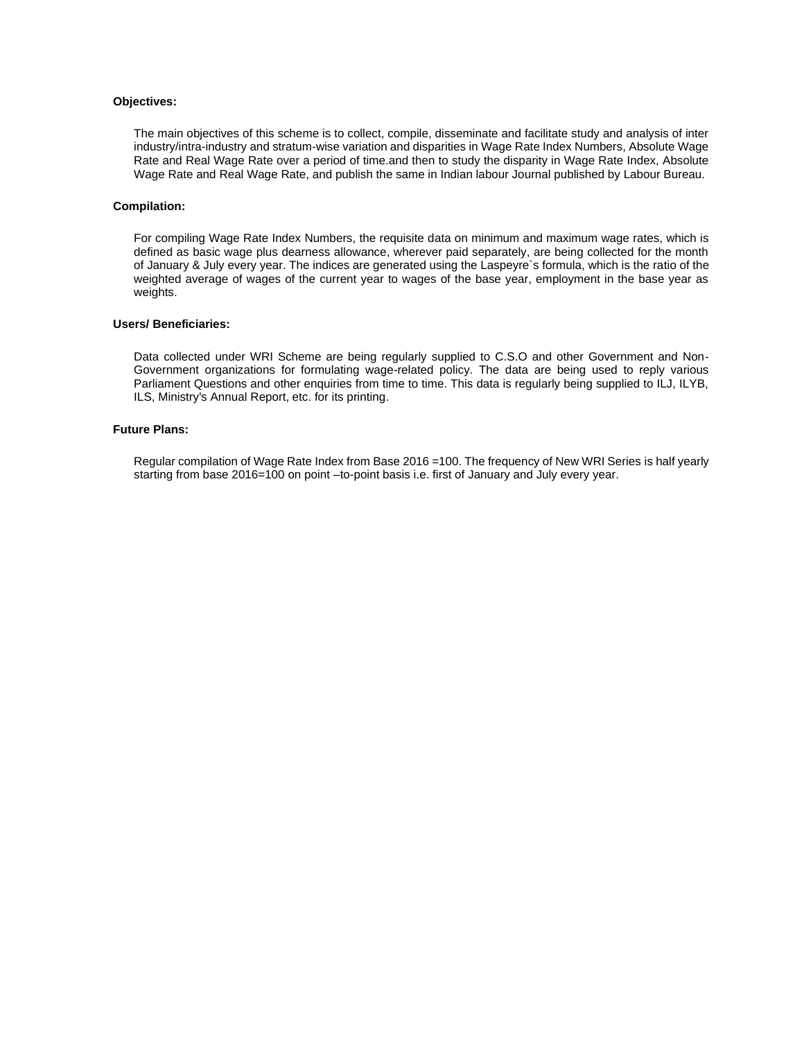**Objectives:**

The main objectives of this scheme is to collect, compile, disseminate and facilitate study and analysis of inter industry/intra-industry and stratum-wise variation and disparities in Wage Rate Index Numbers, Absolute Wage Rate and Real Wage Rate over a period of time.and then to study the disparity in Wage Rate Index, Absolute Wage Rate and Real Wage Rate, and publish the same in Indian labour Journal published by Labour Bureau.

**Compilation:**

For compiling Wage Rate Index Numbers, the requisite data on minimum and maximum wage rates, which is defined as basic wage plus dearness allowance, wherever paid separately, are being collected for the month of January & July every year. The indices are generated using the Laspeyre`s formula, which is the ratio of the weighted average of wages of the current year to wages of the base year, employment in the base year as weights.

**Users/ Beneficiaries:**

Data collected under WRI Scheme are being regularly supplied to C.S.O and other Government and Non-Government organizations for formulating wage-related policy. The data are being used to reply various Parliament Questions and other enquiries from time to time. This data is regularly being supplied to ILJ, ILYB, ILS, Ministry's Annual Report, etc. for its printing.

**Future Plans:**

Regular compilation of Wage Rate Index from Base 2016 =100. The frequency of New WRI Series is half yearly starting from base 2016=100 on point –to-point basis i.e. first of January and July every year.